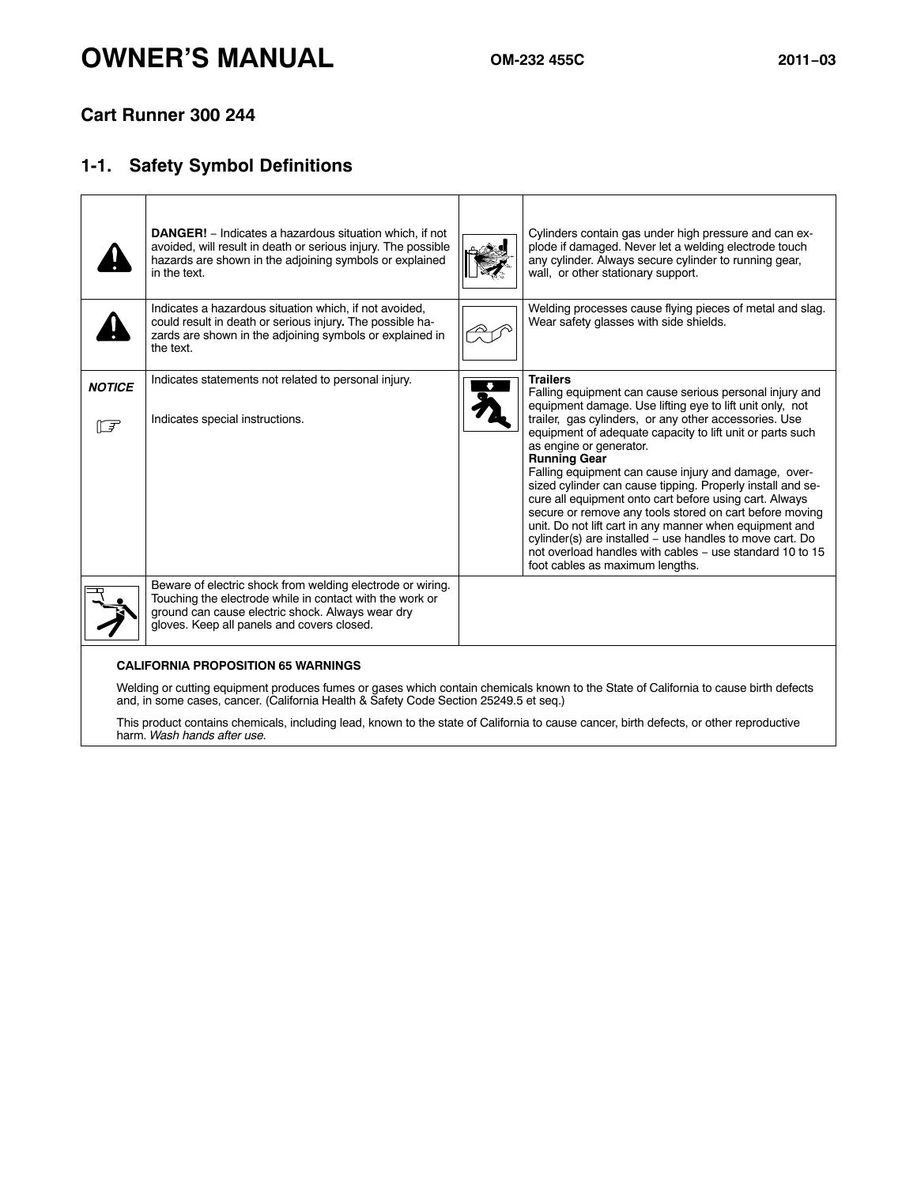# OWNER'S MANUAL

**OM-232 455C** **2011−03**

## Cart Runner 300 244

## 1-1. Safety Symbol Definitions

| | | | |
|---|---|---|---|
| | **DANGER!** − Indicates a hazardous situation which, if not avoided, will result in death or serious injury. The possible hazards are shown in the adjoining symbols or explained in the text. | | Cylinders contain gas under high pressure and can explode if damaged. Never let a welding electrode touch any cylinder. Always secure cylinder to running gear, wall, or other stationary support. |
| | Indicates a hazardous situation which, if not avoided, could result in death or serious injury. The possible hazards are shown in the adjoining symbols or explained in the text. | | Welding processes cause flying pieces of metal and slag. Wear safety glasses with side shields. |
| ***NOTICE*** | Indicates statements not related to personal injury. | | **Trailers**<br>Falling equipment can cause serious personal injury and equipment damage. Use lifting eye to lift unit only, not trailer, gas cylinders, or any other accessories. Use equipment of adequate capacity to lift unit or parts such as engine or generator.<br>**Running Gear**<br>Falling equipment can cause injury and damage, oversized cylinder can cause tipping. Properly install and secure all equipment onto cart before using cart. Always secure or remove any tools stored on cart before moving unit. Do not lift cart in any manner when equipment and cylinder(s) are installed − use handles to move cart. Do not overload handles with cables − use standard 10 to 15 foot cables as maximum lengths. |
| ☞ | Indicates special instructions. | | |
| | Beware of electric shock from welding electrode or wiring. Touching the electrode while in contact with the work or ground can cause electric shock. Always wear dry gloves. Keep all panels and covers closed. | | |

**CALIFORNIA PROPOSITION 65 WARNINGS**

Welding or cutting equipment produces fumes or gases which contain chemicals known to the State of California to cause birth defects and, in some cases, cancer. (California Health & Safety Code Section 25249.5 et seq.)

This product contains chemicals, including lead, known to the state of California to cause cancer, birth defects, or other reproductive harm. *Wash hands after use.*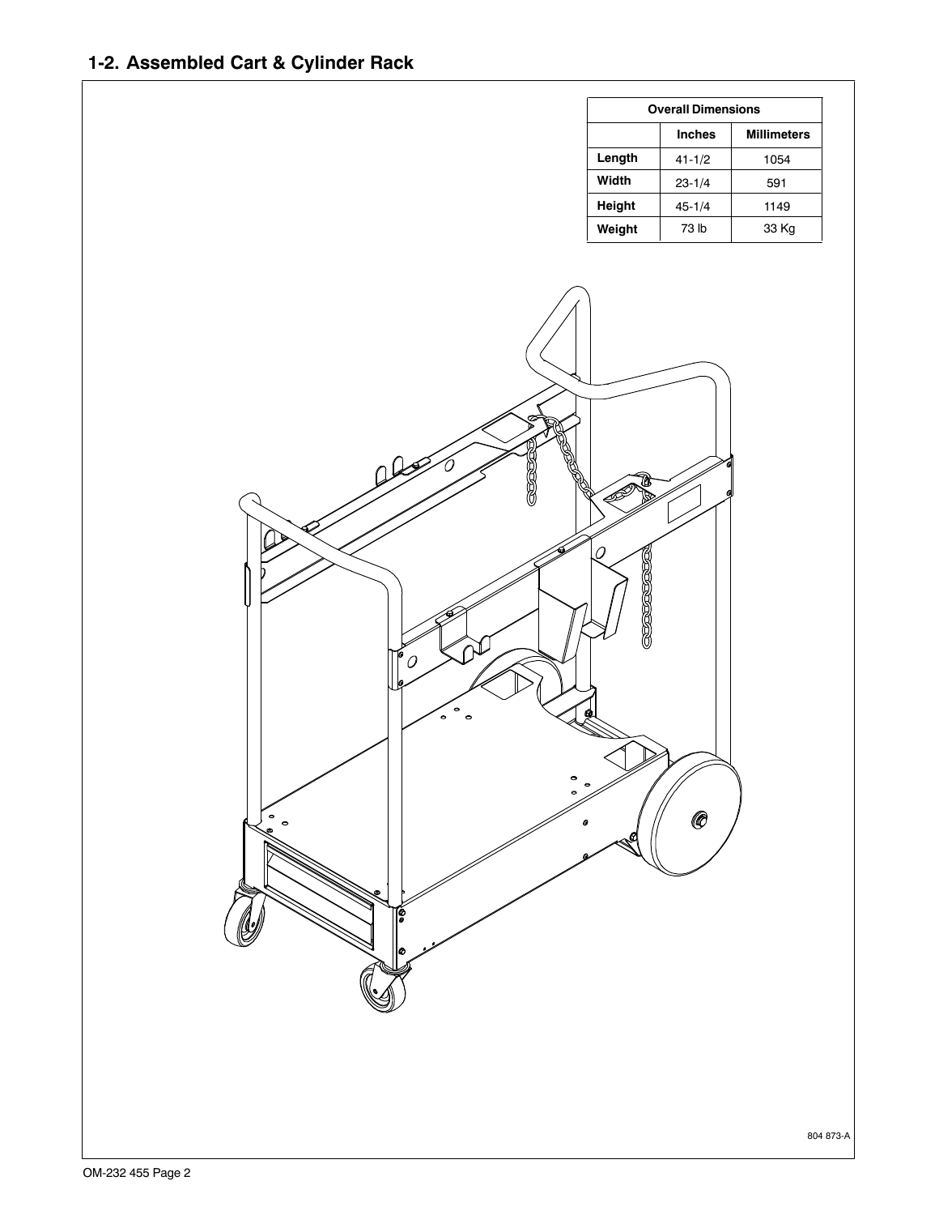## 1-2. Assembled Cart & Cylinder Rack

| Overall Dimensions | | |
|---|---|---|
| | Inches | Millimeters |
| Length | 41-1/2 | 1054 |
| Width | 23-1/4 | 591 |
| Height | 45-1/4 | 1149 |
| Weight | 73 lb | 33 Kg |

804 873-A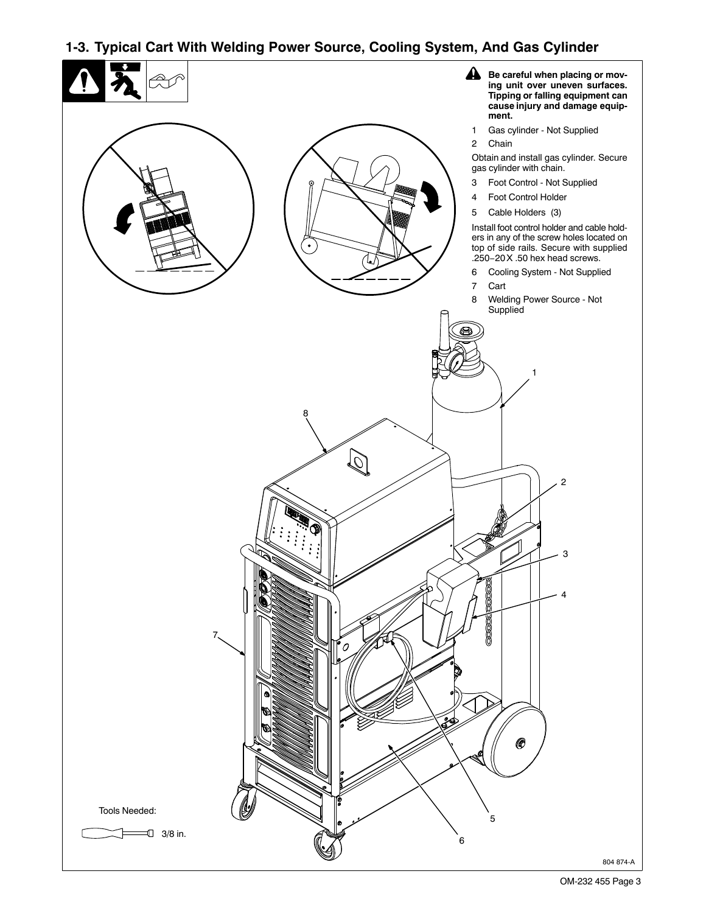## 1-3. Typical Cart With Welding Power Source, Cooling System, And Gas Cylinder

**Be careful when placing or moving unit over uneven surfaces. Tipping or falling equipment can cause injury and damage equipment.**

1 Gas cylinder - Not Supplied

2 Chain

Obtain and install gas cylinder. Secure gas cylinder with chain.

3 Foot Control - Not Supplied

4 Foot Control Holder

5 Cable Holders (3)

Install foot control holder and cable holders in any of the screw holes located on top of side rails. Secure with supplied .250−20 X .50 hex head screws.

6 Cooling System - Not Supplied

7 Cart

8 Welding Power Source - Not Supplied

Tools Needed:

3/8 in.

804 874-A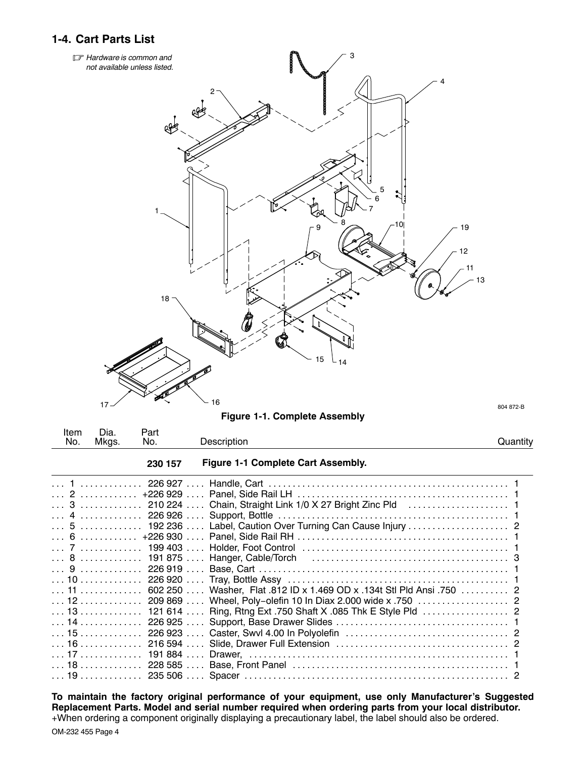## 1-4. Cart Parts List

☞ *Hardware is common and not available unless listed.*

3
4
2
5
6
7
8
1
9
10
19
12
11
13
18
15
14
17
16
804 872-B

**Figure 1-1. Complete Assembly**

| Item No. | Dia. Mkgs. | Part No. | Description | Quantity |
|---|---|---|---|---|
| | | **230 157** | **Figure 1-1 Complete Cart Assembly.** | |
| 1 | | 226 927 | Handle, Cart | 1 |
| 2 | | +226 929 | Panel, Side Rail LH | 1 |
| 3 | | 210 224 | Chain, Straight Link 1/0 X 27 Bright Zinc Pld | 1 |
| 4 | | 226 926 | Support, Bottle | 1 |
| 5 | | 192 236 | Label, Caution Over Turning Can Cause Injury | 2 |
| 6 | | +226 930 | Panel, Side Rail RH | 1 |
| 7 | | 199 403 | Holder, Foot Control | 1 |
| 8 | | 191 875 | Hanger, Cable/Torch | 3 |
| 9 | | 226 919 | Base, Cart | 1 |
| 10 | | 226 920 | Tray, Bottle Assy | 1 |
| 11 | | 602 250 | Washer, Flat .812 ID x 1.469 OD x .134t Stl Pld Ansi .750 | 2 |
| 12 | | 209 869 | Wheel, Poly−olefin 10 In Diax 2.000 wide x .750 | 2 |
| 13 | | 121 614 | Ring, Rtng Ext .750 Shaft X .085 Thk E Style Pld | 2 |
| 14 | | 226 925 | Support, Base Drawer Slides | 1 |
| 15 | | 226 923 | Caster, Swvl 4.00 In Polyolefin | 2 |
| 16 | | 216 594 | Slide, Drawer Full Extension | 2 |
| 17 | | 191 884 | Drawer, | 1 |
| 18 | | 228 585 | Base, Front Panel | 1 |
| 19 | | 235 506 | Spacer | 2 |

**To maintain the factory original performance of your equipment, use only Manufacturer's Suggested Replacement Parts. Model and serial number required when ordering parts from your local distributor.**
+When ordering a component originally displaying a precautionary label, the label should also be ordered.